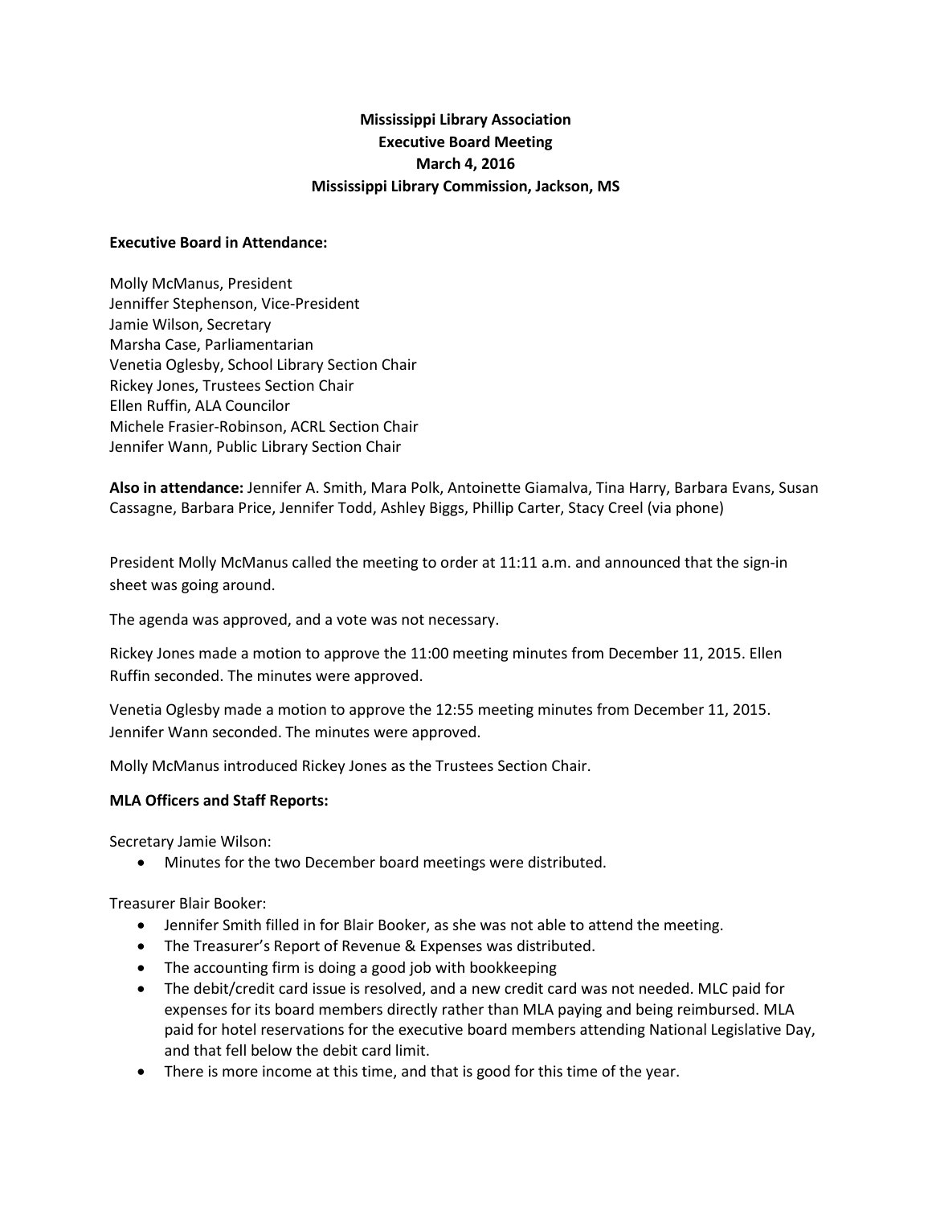**Mississippi Library Association**
**Executive Board Meeting**
**March 4, 2016**
**Mississippi Library Commission, Jackson, MS**

**Executive Board in Attendance:**

Molly McManus, President
Jenniffer Stephenson, Vice-President
Jamie Wilson, Secretary
Marsha Case, Parliamentarian
Venetia Oglesby, School Library Section Chair
Rickey Jones, Trustees Section Chair
Ellen Ruffin, ALA Councilor
Michele Frasier-Robinson, ACRL Section Chair
Jennifer Wann, Public Library Section Chair

**Also in attendance:** Jennifer A. Smith, Mara Polk, Antoinette Giamalva, Tina Harry, Barbara Evans, Susan Cassagne, Barbara Price, Jennifer Todd, Ashley Biggs, Phillip Carter, Stacy Creel (via phone)

President Molly McManus called the meeting to order at 11:11 a.m. and announced that the sign-in sheet was going around.

The agenda was approved, and a vote was not necessary.

Rickey Jones made a motion to approve the 11:00 meeting minutes from December 11, 2015. Ellen Ruffin seconded. The minutes were approved.

Venetia Oglesby made a motion to approve the 12:55 meeting minutes from December 11, 2015. Jennifer Wann seconded. The minutes were approved.

Molly McManus introduced Rickey Jones as the Trustees Section Chair.

**MLA Officers and Staff Reports:**

Secretary Jamie Wilson:

- Minutes for the two December board meetings were distributed.

Treasurer Blair Booker:

- Jennifer Smith filled in for Blair Booker, as she was not able to attend the meeting.
- The Treasurer's Report of Revenue & Expenses was distributed.
- The accounting firm is doing a good job with bookkeeping
- The debit/credit card issue is resolved, and a new credit card was not needed. MLC paid for expenses for its board members directly rather than MLA paying and being reimbursed. MLA paid for hotel reservations for the executive board members attending National Legislative Day, and that fell below the debit card limit.
- There is more income at this time, and that is good for this time of the year.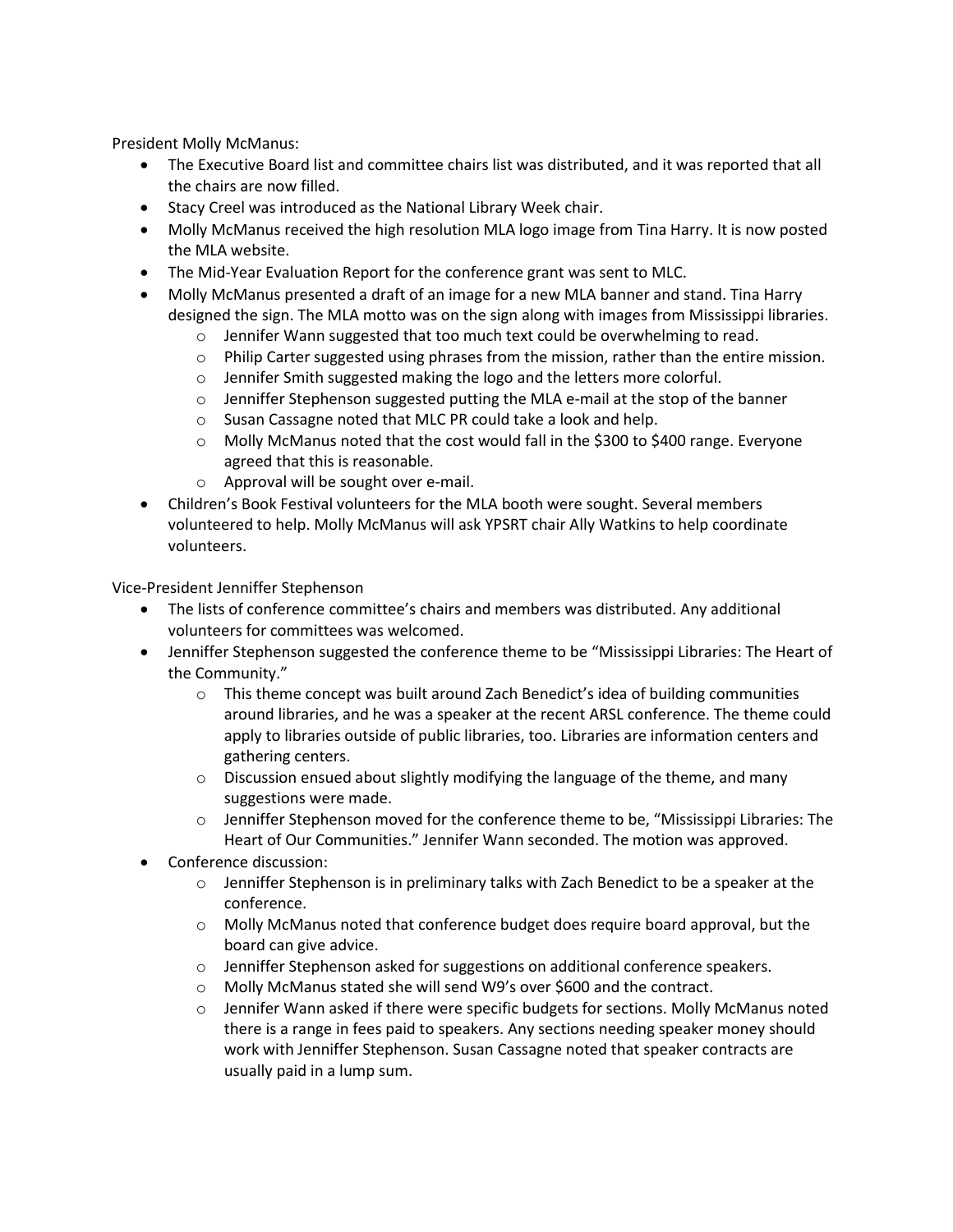President Molly McManus:

- The Executive Board list and committee chairs list was distributed, and it was reported that all the chairs are now filled.
- Stacy Creel was introduced as the National Library Week chair.
- Molly McManus received the high resolution MLA logo image from Tina Harry. It is now posted the MLA website.
- The Mid-Year Evaluation Report for the conference grant was sent to MLC.
- Molly McManus presented a draft of an image for a new MLA banner and stand. Tina Harry designed the sign. The MLA motto was on the sign along with images from Mississippi libraries.
  - Jennifer Wann suggested that too much text could be overwhelming to read.
  - Philip Carter suggested using phrases from the mission, rather than the entire mission.
  - Jennifer Smith suggested making the logo and the letters more colorful.
  - Jenniffer Stephenson suggested putting the MLA e-mail at the stop of the banner
  - Susan Cassagne noted that MLC PR could take a look and help.
  - Molly McManus noted that the cost would fall in the $300 to $400 range. Everyone agreed that this is reasonable.
  - Approval will be sought over e-mail.
- Children's Book Festival volunteers for the MLA booth were sought. Several members volunteered to help. Molly McManus will ask YPSRT chair Ally Watkins to help coordinate volunteers.

Vice-President Jenniffer Stephenson

- The lists of conference committee's chairs and members was distributed. Any additional volunteers for committees was welcomed.
- Jenniffer Stephenson suggested the conference theme to be "Mississippi Libraries: The Heart of the Community."
  - This theme concept was built around Zach Benedict's idea of building communities around libraries, and he was a speaker at the recent ARSL conference. The theme could apply to libraries outside of public libraries, too. Libraries are information centers and gathering centers.
  - Discussion ensued about slightly modifying the language of the theme, and many suggestions were made.
  - Jenniffer Stephenson moved for the conference theme to be, "Mississippi Libraries: The Heart of Our Communities." Jennifer Wann seconded. The motion was approved.
- Conference discussion:
  - Jenniffer Stephenson is in preliminary talks with Zach Benedict to be a speaker at the conference.
  - Molly McManus noted that conference budget does require board approval, but the board can give advice.
  - Jenniffer Stephenson asked for suggestions on additional conference speakers.
  - Molly McManus stated she will send W9's over $600 and the contract.
  - Jennifer Wann asked if there were specific budgets for sections. Molly McManus noted there is a range in fees paid to speakers. Any sections needing speaker money should work with Jenniffer Stephenson. Susan Cassagne noted that speaker contracts are usually paid in a lump sum.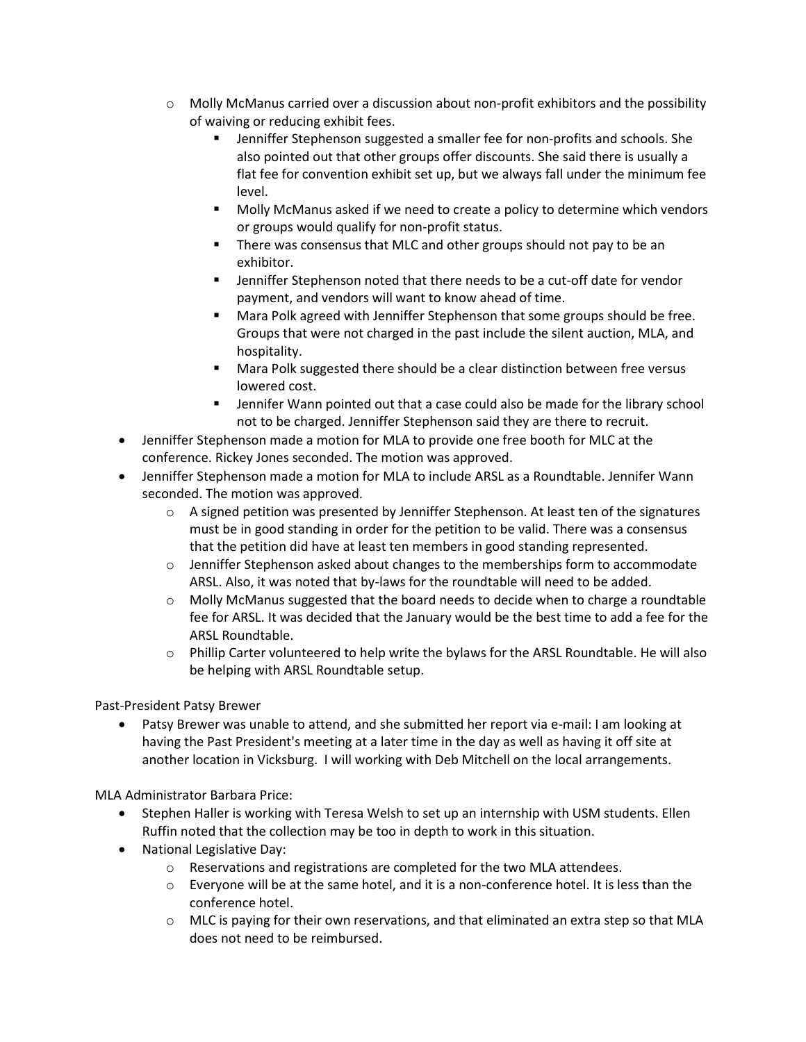- Molly McManus carried over a discussion about non-profit exhibitors and the possibility of waiving or reducing exhibit fees.
    - Jenniffer Stephenson suggested a smaller fee for non-profits and schools. She also pointed out that other groups offer discounts. She said there is usually a flat fee for convention exhibit set up, but we always fall under the minimum fee level.
    - Molly McManus asked if we need to create a policy to determine which vendors or groups would qualify for non-profit status.
    - There was consensus that MLC and other groups should not pay to be an exhibitor.
    - Jenniffer Stephenson noted that there needs to be a cut-off date for vendor payment, and vendors will want to know ahead of time.
    - Mara Polk agreed with Jenniffer Stephenson that some groups should be free. Groups that were not charged in the past include the silent auction, MLA, and hospitality.
    - Mara Polk suggested there should be a clear distinction between free versus lowered cost.
    - Jennifer Wann pointed out that a case could also be made for the library school not to be charged. Jenniffer Stephenson said they are there to recruit.

- Jenniffer Stephenson made a motion for MLA to provide one free booth for MLC at the conference. Rickey Jones seconded. The motion was approved.
- Jenniffer Stephenson made a motion for MLA to include ARSL as a Roundtable. Jennifer Wann seconded. The motion was approved.
    - A signed petition was presented by Jenniffer Stephenson. At least ten of the signatures must be in good standing in order for the petition to be valid. There was a consensus that the petition did have at least ten members in good standing represented.
    - Jenniffer Stephenson asked about changes to the memberships form to accommodate ARSL. Also, it was noted that by-laws for the roundtable will need to be added.
    - Molly McManus suggested that the board needs to decide when to charge a roundtable fee for ARSL. It was decided that the January would be the best time to add a fee for the ARSL Roundtable.
    - Phillip Carter volunteered to help write the bylaws for the ARSL Roundtable. He will also be helping with ARSL Roundtable setup.

Past-President Patsy Brewer

- Patsy Brewer was unable to attend, and she submitted her report via e-mail: I am looking at having the Past President's meeting at a later time in the day as well as having it off site at another location in Vicksburg. I will working with Deb Mitchell on the local arrangements.

MLA Administrator Barbara Price:

- Stephen Haller is working with Teresa Welsh to set up an internship with USM students. Ellen Ruffin noted that the collection may be too in depth to work in this situation.
- National Legislative Day:
    - Reservations and registrations are completed for the two MLA attendees.
    - Everyone will be at the same hotel, and it is a non-conference hotel. It is less than the conference hotel.
    - MLC is paying for their own reservations, and that eliminated an extra step so that MLA does not need to be reimbursed.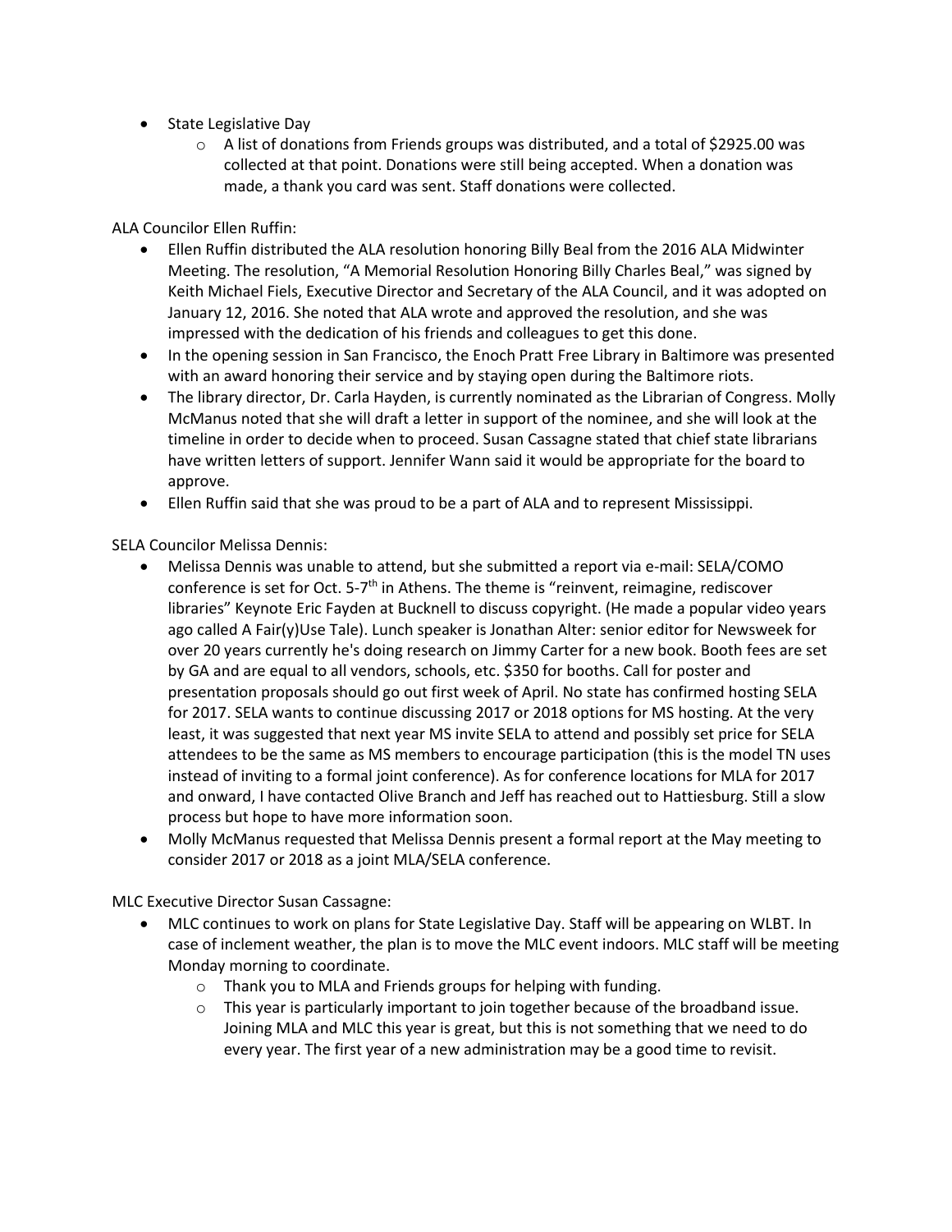- State Legislative Day
  - A list of donations from Friends groups was distributed, and a total of $2925.00 was collected at that point. Donations were still being accepted. When a donation was made, a thank you card was sent. Staff donations were collected.

ALA Councilor Ellen Ruffin:

- Ellen Ruffin distributed the ALA resolution honoring Billy Beal from the 2016 ALA Midwinter Meeting. The resolution, "A Memorial Resolution Honoring Billy Charles Beal," was signed by Keith Michael Fiels, Executive Director and Secretary of the ALA Council, and it was adopted on January 12, 2016. She noted that ALA wrote and approved the resolution, and she was impressed with the dedication of his friends and colleagues to get this done.
- In the opening session in San Francisco, the Enoch Pratt Free Library in Baltimore was presented with an award honoring their service and by staying open during the Baltimore riots.
- The library director, Dr. Carla Hayden, is currently nominated as the Librarian of Congress. Molly McManus noted that she will draft a letter in support of the nominee, and she will look at the timeline in order to decide when to proceed. Susan Cassagne stated that chief state librarians have written letters of support. Jennifer Wann said it would be appropriate for the board to approve.
- Ellen Ruffin said that she was proud to be a part of ALA and to represent Mississippi.

SELA Councilor Melissa Dennis:

- Melissa Dennis was unable to attend, but she submitted a report via e-mail: SELA/COMO conference is set for Oct. 5-7th in Athens. The theme is "reinvent, reimagine, rediscover libraries" Keynote Eric Fayden at Bucknell to discuss copyright. (He made a popular video years ago called A Fair(y)Use Tale). Lunch speaker is Jonathan Alter: senior editor for Newsweek for over 20 years currently he's doing research on Jimmy Carter for a new book. Booth fees are set by GA and are equal to all vendors, schools, etc. $350 for booths. Call for poster and presentation proposals should go out first week of April. No state has confirmed hosting SELA for 2017. SELA wants to continue discussing 2017 or 2018 options for MS hosting. At the very least, it was suggested that next year MS invite SELA to attend and possibly set price for SELA attendees to be the same as MS members to encourage participation (this is the model TN uses instead of inviting to a formal joint conference). As for conference locations for MLA for 2017 and onward, I have contacted Olive Branch and Jeff has reached out to Hattiesburg. Still a slow process but hope to have more information soon.
- Molly McManus requested that Melissa Dennis present a formal report at the May meeting to consider 2017 or 2018 as a joint MLA/SELA conference.

MLC Executive Director Susan Cassagne:

- MLC continues to work on plans for State Legislative Day. Staff will be appearing on WLBT. In case of inclement weather, the plan is to move the MLC event indoors. MLC staff will be meeting Monday morning to coordinate.
  - Thank you to MLA and Friends groups for helping with funding.
  - This year is particularly important to join together because of the broadband issue. Joining MLA and MLC this year is great, but this is not something that we need to do every year. The first year of a new administration may be a good time to revisit.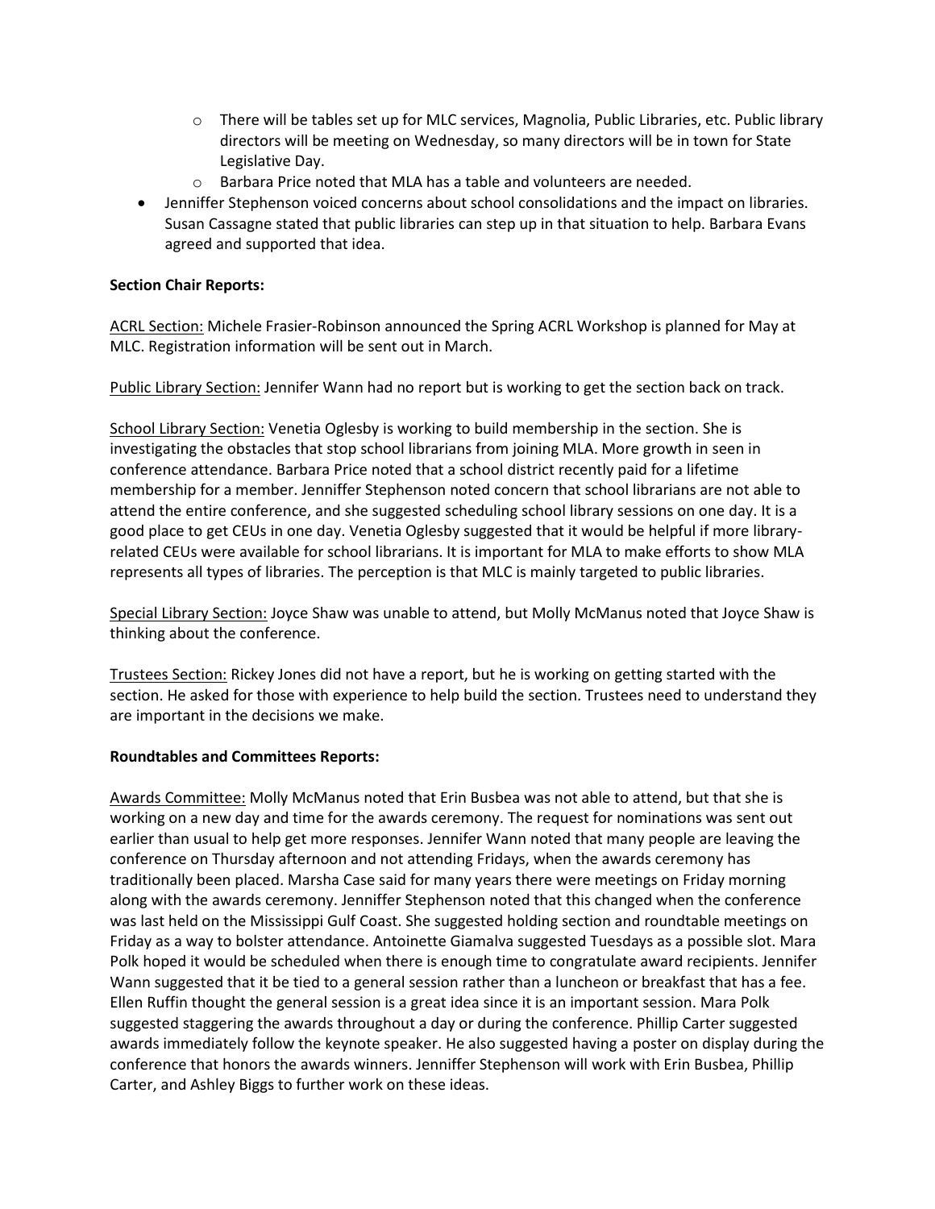- There will be tables set up for MLC services, Magnolia, Public Libraries, etc. Public library directors will be meeting on Wednesday, so many directors will be in town for State Legislative Day.
  - Barbara Price noted that MLA has a table and volunteers are needed.
- Jenniffer Stephenson voiced concerns about school consolidations and the impact on libraries. Susan Cassagne stated that public libraries can step up in that situation to help. Barbara Evans agreed and supported that idea.

**Section Chair Reports:**

ACRL Section: Michele Frasier-Robinson announced the Spring ACRL Workshop is planned for May at MLC. Registration information will be sent out in March.

Public Library Section: Jennifer Wann had no report but is working to get the section back on track.

School Library Section: Venetia Oglesby is working to build membership in the section. She is investigating the obstacles that stop school librarians from joining MLA. More growth in seen in conference attendance. Barbara Price noted that a school district recently paid for a lifetime membership for a member. Jenniffer Stephenson noted concern that school librarians are not able to attend the entire conference, and she suggested scheduling school library sessions on one day. It is a good place to get CEUs in one day. Venetia Oglesby suggested that it would be helpful if more library-related CEUs were available for school librarians. It is important for MLA to make efforts to show MLA represents all types of libraries. The perception is that MLC is mainly targeted to public libraries.

Special Library Section: Joyce Shaw was unable to attend, but Molly McManus noted that Joyce Shaw is thinking about the conference.

Trustees Section: Rickey Jones did not have a report, but he is working on getting started with the section. He asked for those with experience to help build the section. Trustees need to understand they are important in the decisions we make.

**Roundtables and Committees Reports:**

Awards Committee: Molly McManus noted that Erin Busbea was not able to attend, but that she is working on a new day and time for the awards ceremony. The request for nominations was sent out earlier than usual to help get more responses. Jennifer Wann noted that many people are leaving the conference on Thursday afternoon and not attending Fridays, when the awards ceremony has traditionally been placed. Marsha Case said for many years there were meetings on Friday morning along with the awards ceremony. Jenniffer Stephenson noted that this changed when the conference was last held on the Mississippi Gulf Coast. She suggested holding section and roundtable meetings on Friday as a way to bolster attendance. Antoinette Giamalva suggested Tuesdays as a possible slot. Mara Polk hoped it would be scheduled when there is enough time to congratulate award recipients. Jennifer Wann suggested that it be tied to a general session rather than a luncheon or breakfast that has a fee. Ellen Ruffin thought the general session is a great idea since it is an important session. Mara Polk suggested staggering the awards throughout a day or during the conference. Phillip Carter suggested awards immediately follow the keynote speaker. He also suggested having a poster on display during the conference that honors the awards winners. Jenniffer Stephenson will work with Erin Busbea, Phillip Carter, and Ashley Biggs to further work on these ideas.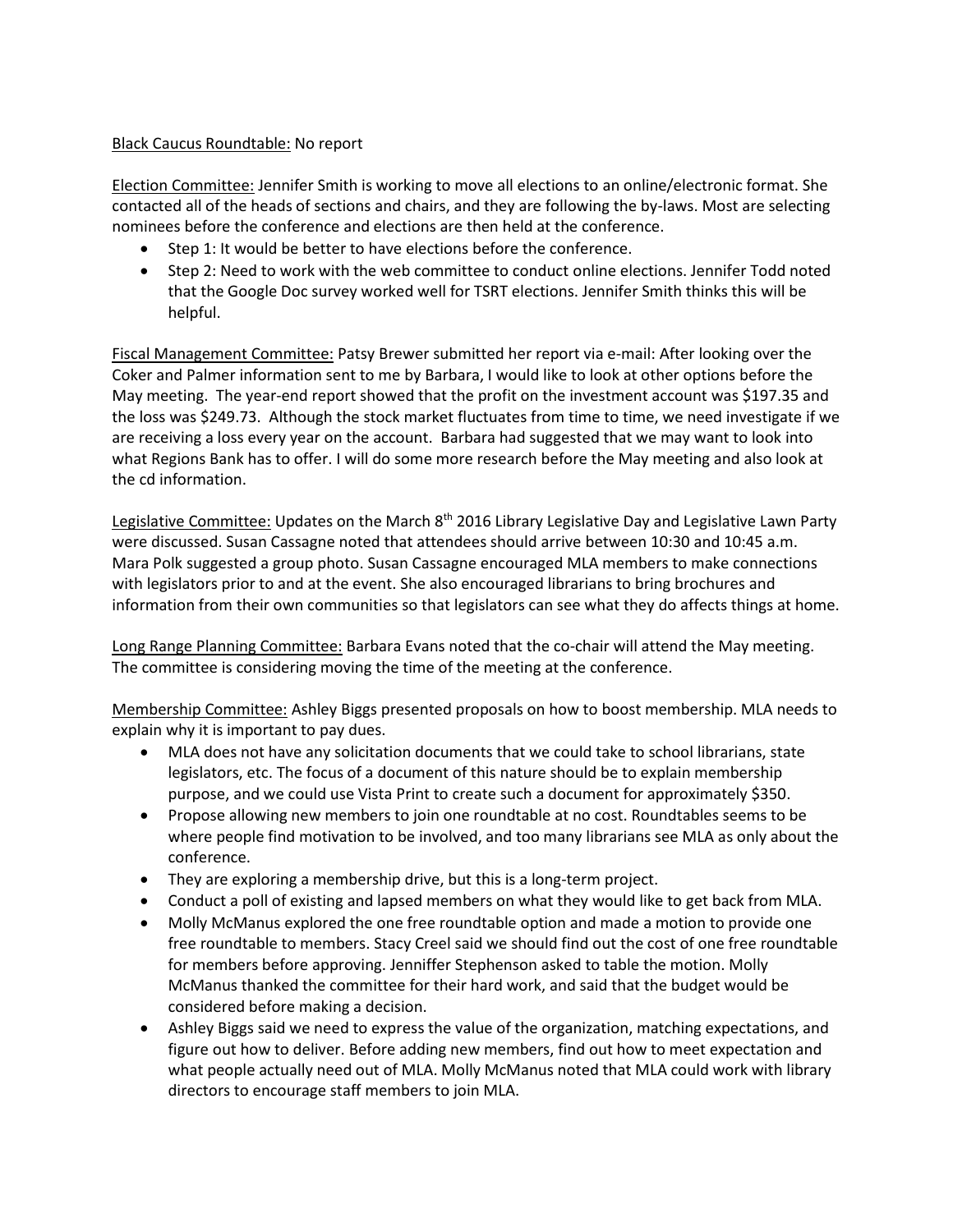Black Caucus Roundtable: No report

Election Committee: Jennifer Smith is working to move all elections to an online/electronic format. She contacted all of the heads of sections and chairs, and they are following the by-laws. Most are selecting nominees before the conference and elections are then held at the conference.

- Step 1: It would be better to have elections before the conference.
- Step 2: Need to work with the web committee to conduct online elections. Jennifer Todd noted that the Google Doc survey worked well for TSRT elections. Jennifer Smith thinks this will be helpful.

Fiscal Management Committee: Patsy Brewer submitted her report via e-mail: After looking over the Coker and Palmer information sent to me by Barbara, I would like to look at other options before the May meeting. The year-end report showed that the profit on the investment account was $197.35 and the loss was $249.73. Although the stock market fluctuates from time to time, we need investigate if we are receiving a loss every year on the account. Barbara had suggested that we may want to look into what Regions Bank has to offer. I will do some more research before the May meeting and also look at the cd information.

Legislative Committee: Updates on the March 8th 2016 Library Legislative Day and Legislative Lawn Party were discussed. Susan Cassagne noted that attendees should arrive between 10:30 and 10:45 a.m. Mara Polk suggested a group photo. Susan Cassagne encouraged MLA members to make connections with legislators prior to and at the event. She also encouraged librarians to bring brochures and information from their own communities so that legislators can see what they do affects things at home.

Long Range Planning Committee: Barbara Evans noted that the co-chair will attend the May meeting. The committee is considering moving the time of the meeting at the conference.

Membership Committee: Ashley Biggs presented proposals on how to boost membership. MLA needs to explain why it is important to pay dues.

- MLA does not have any solicitation documents that we could take to school librarians, state legislators, etc. The focus of a document of this nature should be to explain membership purpose, and we could use Vista Print to create such a document for approximately $350.
- Propose allowing new members to join one roundtable at no cost. Roundtables seems to be where people find motivation to be involved, and too many librarians see MLA as only about the conference.
- They are exploring a membership drive, but this is a long-term project.
- Conduct a poll of existing and lapsed members on what they would like to get back from MLA.
- Molly McManus explored the one free roundtable option and made a motion to provide one free roundtable to members. Stacy Creel said we should find out the cost of one free roundtable for members before approving. Jenniffer Stephenson asked to table the motion. Molly McManus thanked the committee for their hard work, and said that the budget would be considered before making a decision.
- Ashley Biggs said we need to express the value of the organization, matching expectations, and figure out how to deliver. Before adding new members, find out how to meet expectation and what people actually need out of MLA. Molly McManus noted that MLA could work with library directors to encourage staff members to join MLA.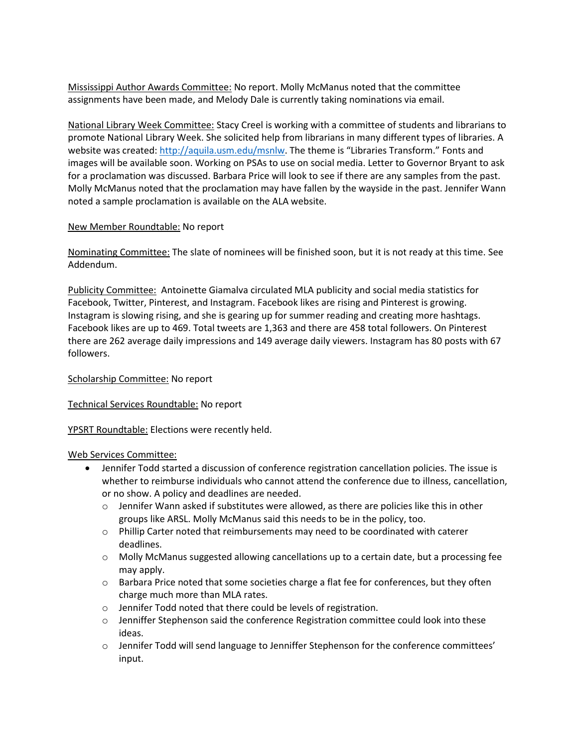Mississippi Author Awards Committee: No report. Molly McManus noted that the committee assignments have been made, and Melody Dale is currently taking nominations via email.

National Library Week Committee: Stacy Creel is working with a committee of students and librarians to promote National Library Week. She solicited help from librarians in many different types of libraries. A website was created: http://aquila.usm.edu/msnlw. The theme is "Libraries Transform." Fonts and images will be available soon. Working on PSAs to use on social media. Letter to Governor Bryant to ask for a proclamation was discussed. Barbara Price will look to see if there are any samples from the past. Molly McManus noted that the proclamation may have fallen by the wayside in the past. Jennifer Wann noted a sample proclamation is available on the ALA website.

New Member Roundtable: No report

Nominating Committee: The slate of nominees will be finished soon, but it is not ready at this time. See Addendum.

Publicity Committee: Antoinette Giamalva circulated MLA publicity and social media statistics for Facebook, Twitter, Pinterest, and Instagram. Facebook likes are rising and Pinterest is growing. Instagram is slowing rising, and she is gearing up for summer reading and creating more hashtags. Facebook likes are up to 469. Total tweets are 1,363 and there are 458 total followers. On Pinterest there are 262 average daily impressions and 149 average daily viewers. Instagram has 80 posts with 67 followers.

Scholarship Committee: No report

Technical Services Roundtable: No report

YPSRT Roundtable: Elections were recently held.

Web Services Committee:

- Jennifer Todd started a discussion of conference registration cancellation policies. The issue is whether to reimburse individuals who cannot attend the conference due to illness, cancellation, or no show. A policy and deadlines are needed.
  - Jennifer Wann asked if substitutes were allowed, as there are policies like this in other groups like ARSL. Molly McManus said this needs to be in the policy, too.
  - Phillip Carter noted that reimbursements may need to be coordinated with caterer deadlines.
  - Molly McManus suggested allowing cancellations up to a certain date, but a processing fee may apply.
  - Barbara Price noted that some societies charge a flat fee for conferences, but they often charge much more than MLA rates.
  - Jennifer Todd noted that there could be levels of registration.
  - Jenniffer Stephenson said the conference Registration committee could look into these ideas.
  - Jennifer Todd will send language to Jenniffer Stephenson for the conference committees' input.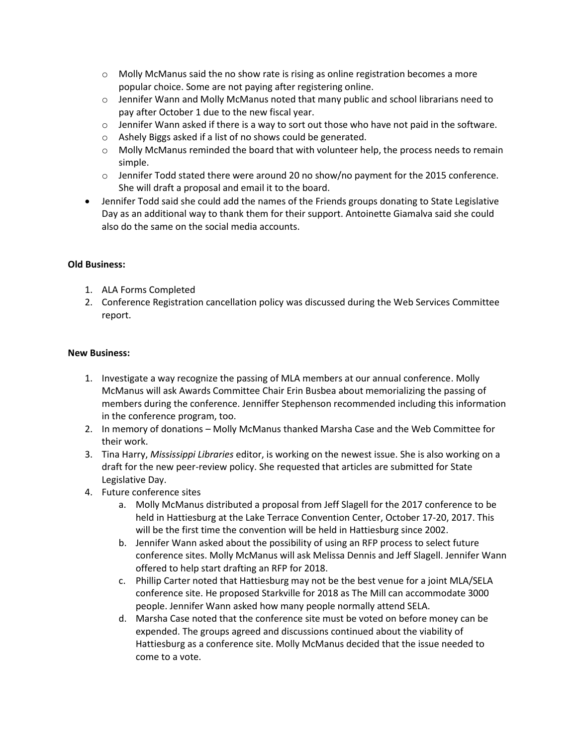- Molly McManus said the no show rate is rising as online registration becomes a more popular choice. Some are not paying after registering online.
  - Jennifer Wann and Molly McManus noted that many public and school librarians need to pay after October 1 due to the new fiscal year.
  - Jennifer Wann asked if there is a way to sort out those who have not paid in the software.
  - Ashely Biggs asked if a list of no shows could be generated.
  - Molly McManus reminded the board that with volunteer help, the process needs to remain simple.
  - Jennifer Todd stated there were around 20 no show/no payment for the 2015 conference. She will draft a proposal and email it to the board.
- Jennifer Todd said she could add the names of the Friends groups donating to State Legislative Day as an additional way to thank them for their support. Antoinette Giamalva said she could also do the same on the social media accounts.

**Old Business:**

1. ALA Forms Completed
2. Conference Registration cancellation policy was discussed during the Web Services Committee report.

**New Business:**

1. Investigate a way recognize the passing of MLA members at our annual conference. Molly McManus will ask Awards Committee Chair Erin Busbea about memorializing the passing of members during the conference. Jenniffer Stephenson recommended including this information in the conference program, too.
2. In memory of donations – Molly McManus thanked Marsha Case and the Web Committee for their work.
3. Tina Harry, *Mississippi Libraries* editor, is working on the newest issue. She is also working on a draft for the new peer-review policy. She requested that articles are submitted for State Legislative Day.
4. Future conference sites
   a. Molly McManus distributed a proposal from Jeff Slagell for the 2017 conference to be held in Hattiesburg at the Lake Terrace Convention Center, October 17-20, 2017. This will be the first time the convention will be held in Hattiesburg since 2002.
   b. Jennifer Wann asked about the possibility of using an RFP process to select future conference sites. Molly McManus will ask Melissa Dennis and Jeff Slagell. Jennifer Wann offered to help start drafting an RFP for 2018.
   c. Phillip Carter noted that Hattiesburg may not be the best venue for a joint MLA/SELA conference site. He proposed Starkville for 2018 as The Mill can accommodate 3000 people. Jennifer Wann asked how many people normally attend SELA.
   d. Marsha Case noted that the conference site must be voted on before money can be expended. The groups agreed and discussions continued about the viability of Hattiesburg as a conference site. Molly McManus decided that the issue needed to come to a vote.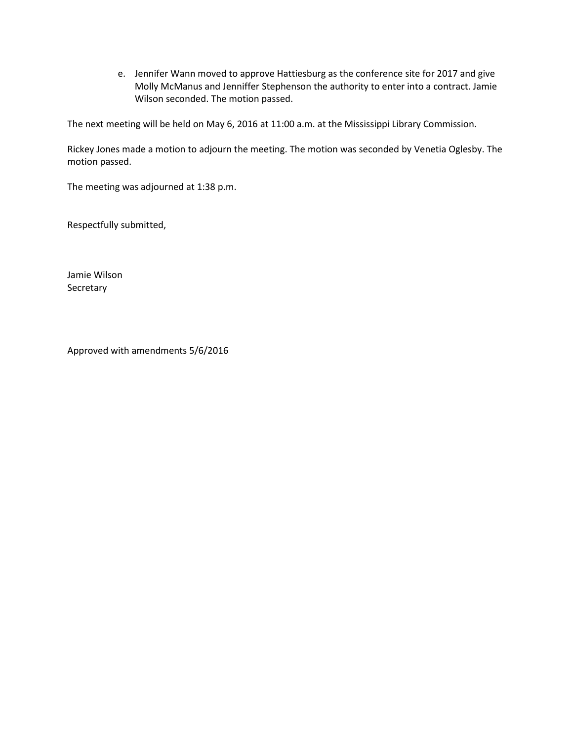e. Jennifer Wann moved to approve Hattiesburg as the conference site for 2017 and give Molly McManus and Jenniffer Stephenson the authority to enter into a contract. Jamie Wilson seconded. The motion passed.

The next meeting will be held on May 6, 2016 at 11:00 a.m. at the Mississippi Library Commission.

Rickey Jones made a motion to adjourn the meeting. The motion was seconded by Venetia Oglesby. The motion passed.

The meeting was adjourned at 1:38 p.m.

Respectfully submitted,

Jamie Wilson
Secretary

Approved with amendments 5/6/2016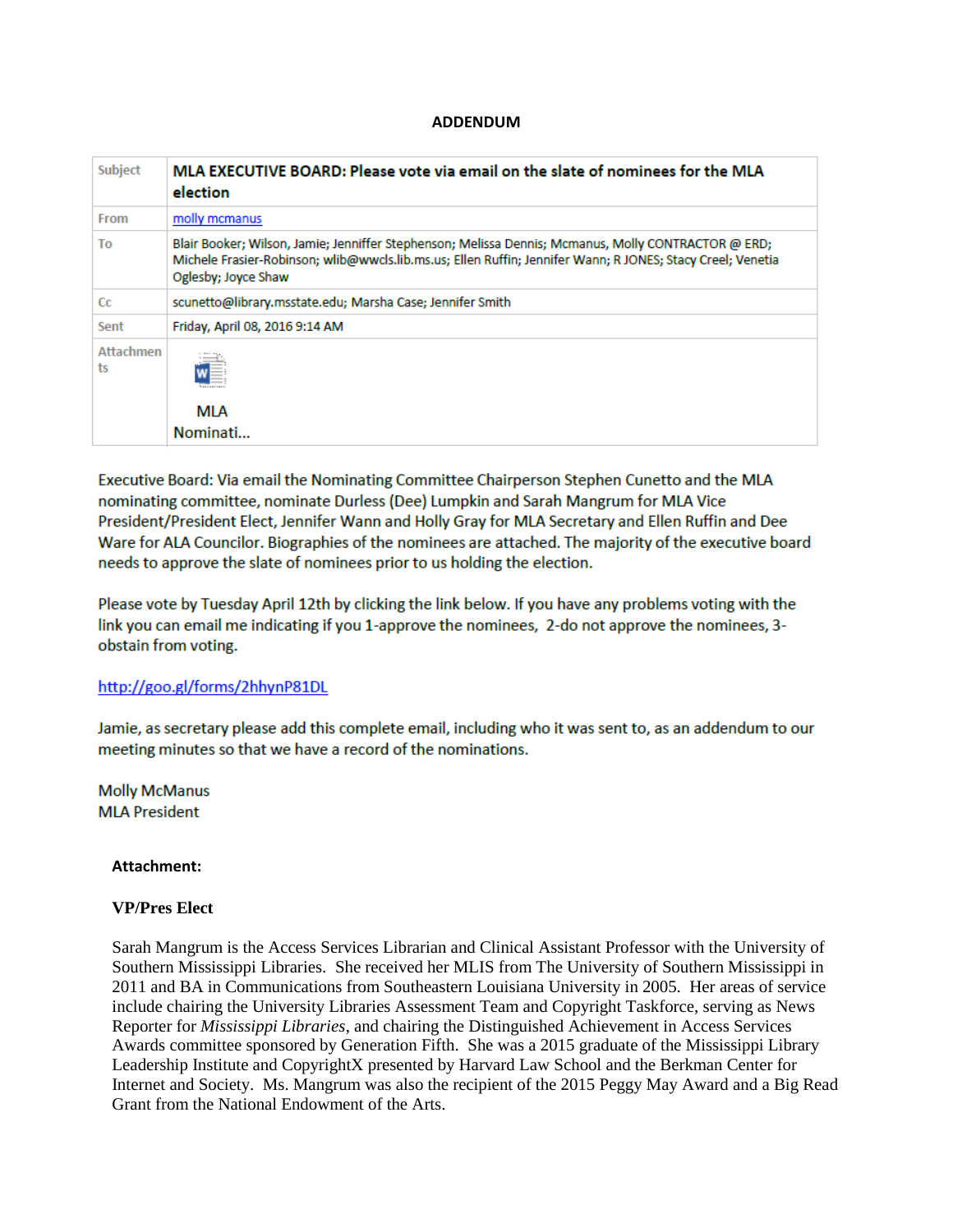**ADDENDUM**

| Subject | MLA EXECUTIVE BOARD: Please vote via email on the slate of nominees for the MLA election |
| --- | --- |
| From | molly mcmanus |
| To | Blair Booker; Wilson, Jamie; Jenniffer Stephenson; Melissa Dennis; Mcmanus, Molly CONTRACTOR @ ERD; Michele Frasier-Robinson; wlib@wwcls.lib.ms.us; Ellen Ruffin; Jennifer Wann; R JONES; Stacy Creel; Venetia Oglesby; Joyce Shaw |
| Cc | scunetto@library.msstate.edu; Marsha Case; Jennifer Smith |
| Sent | Friday, April 08, 2016 9:14 AM |
| Attachments | MLA Nominati... |

Executive Board: Via email the Nominating Committee Chairperson Stephen Cunetto and the MLA nominating committee, nominate Durless (Dee) Lumpkin and Sarah Mangrum for MLA Vice President/President Elect, Jennifer Wann and Holly Gray for MLA Secretary and Ellen Ruffin and Dee Ware for ALA Councilor. Biographies of the nominees are attached. The majority of the executive board needs to approve the slate of nominees prior to us holding the election.

Please vote by Tuesday April 12th by clicking the link below. If you have any problems voting with the link you can email me indicating if you 1-approve the nominees, 2-do not approve the nominees, 3-obstain from voting.

http://goo.gl/forms/2hhynP81DL

Jamie, as secretary please add this complete email, including who it was sent to, as an addendum to our meeting minutes so that we have a record of the nominations.

Molly McManus
MLA President

**Attachment:**

**VP/Pres Elect**

Sarah Mangrum is the Access Services Librarian and Clinical Assistant Professor with the University of Southern Mississippi Libraries. She received her MLIS from The University of Southern Mississippi in 2011 and BA in Communications from Southeastern Louisiana University in 2005. Her areas of service include chairing the University Libraries Assessment Team and Copyright Taskforce, serving as News Reporter for *Mississippi Libraries*, and chairing the Distinguished Achievement in Access Services Awards committee sponsored by Generation Fifth. She was a 2015 graduate of the Mississippi Library Leadership Institute and CopyrightX presented by Harvard Law School and the Berkman Center for Internet and Society. Ms. Mangrum was also the recipient of the 2015 Peggy May Award and a Big Read Grant from the National Endowment of the Arts.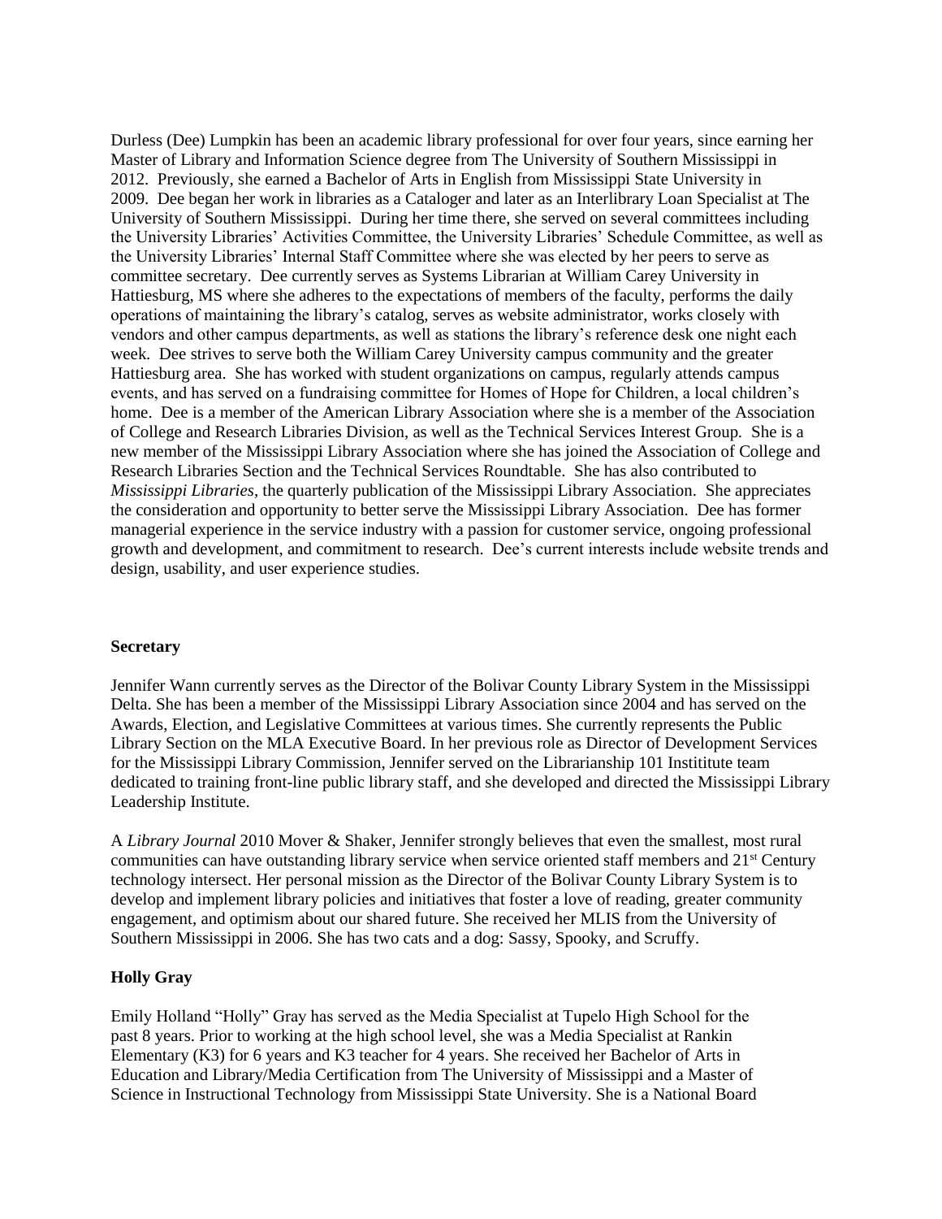Durless (Dee) Lumpkin has been an academic library professional for over four years, since earning her Master of Library and Information Science degree from The University of Southern Mississippi in 2012. Previously, she earned a Bachelor of Arts in English from Mississippi State University in 2009. Dee began her work in libraries as a Cataloger and later as an Interlibrary Loan Specialist at The University of Southern Mississippi. During her time there, she served on several committees including the University Libraries' Activities Committee, the University Libraries' Schedule Committee, as well as the University Libraries' Internal Staff Committee where she was elected by her peers to serve as committee secretary. Dee currently serves as Systems Librarian at William Carey University in Hattiesburg, MS where she adheres to the expectations of members of the faculty, performs the daily operations of maintaining the library's catalog, serves as website administrator, works closely with vendors and other campus departments, as well as stations the library's reference desk one night each week. Dee strives to serve both the William Carey University campus community and the greater Hattiesburg area. She has worked with student organizations on campus, regularly attends campus events, and has served on a fundraising committee for Homes of Hope for Children, a local children's home. Dee is a member of the American Library Association where she is a member of the Association of College and Research Libraries Division, as well as the Technical Services Interest Group. She is a new member of the Mississippi Library Association where she has joined the Association of College and Research Libraries Section and the Technical Services Roundtable. She has also contributed to *Mississippi Libraries*, the quarterly publication of the Mississippi Library Association. She appreciates the consideration and opportunity to better serve the Mississippi Library Association. Dee has former managerial experience in the service industry with a passion for customer service, ongoing professional growth and development, and commitment to research. Dee's current interests include website trends and design, usability, and user experience studies.

**Secretary**

Jennifer Wann currently serves as the Director of the Bolivar County Library System in the Mississippi Delta. She has been a member of the Mississippi Library Association since 2004 and has served on the Awards, Election, and Legislative Committees at various times. She currently represents the Public Library Section on the MLA Executive Board. In her previous role as Director of Development Services for the Mississippi Library Commission, Jennifer served on the Librarianship 101 Instititute team dedicated to training front-line public library staff, and she developed and directed the Mississippi Library Leadership Institute.

A *Library Journal* 2010 Mover & Shaker, Jennifer strongly believes that even the smallest, most rural communities can have outstanding library service when service oriented staff members and 21st Century technology intersect. Her personal mission as the Director of the Bolivar County Library System is to develop and implement library policies and initiatives that foster a love of reading, greater community engagement, and optimism about our shared future. She received her MLIS from the University of Southern Mississippi in 2006. She has two cats and a dog: Sassy, Spooky, and Scruffy.

**Holly Gray**

Emily Holland "Holly" Gray has served as the Media Specialist at Tupelo High School for the past 8 years. Prior to working at the high school level, she was a Media Specialist at Rankin Elementary (K3) for 6 years and K3 teacher for 4 years. She received her Bachelor of Arts in Education and Library/Media Certification from The University of Mississippi and a Master of Science in Instructional Technology from Mississippi State University. She is a National Board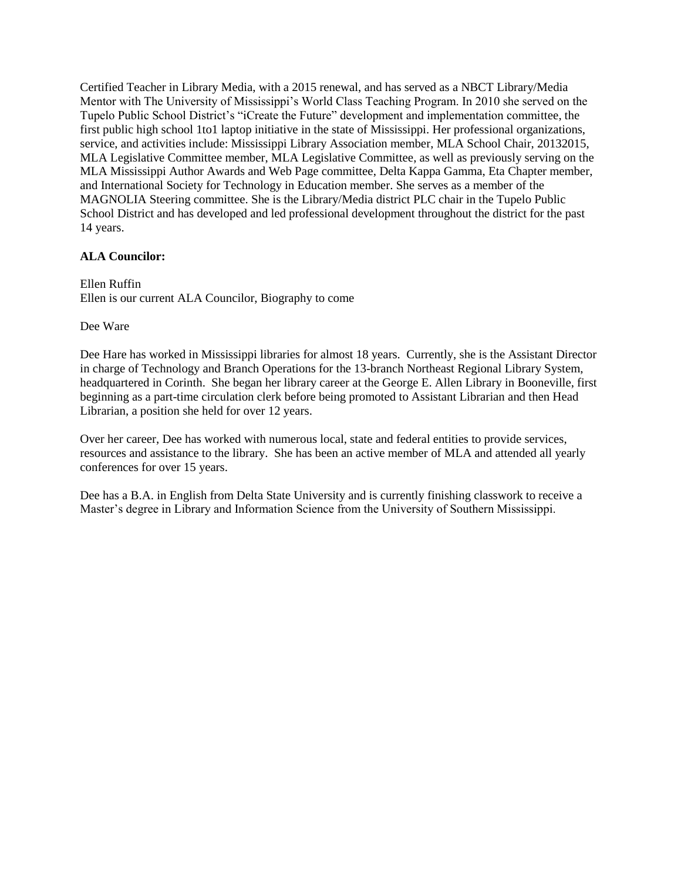Certified Teacher in Library Media, with a 2015 renewal, and has served as a NBCT Library/Media Mentor with The University of Mississippi's World Class Teaching Program. In 2010 she served on the Tupelo Public School District's "iCreate the Future" development and implementation committee, the first public high school 1to1 laptop initiative in the state of Mississippi. Her professional organizations, service, and activities include: Mississippi Library Association member, MLA School Chair, 20132015, MLA Legislative Committee member, MLA Legislative Committee, as well as previously serving on the MLA Mississippi Author Awards and Web Page committee, Delta Kappa Gamma, Eta Chapter member, and International Society for Technology in Education member. She serves as a member of the MAGNOLIA Steering committee. She is the Library/Media district PLC chair in the Tupelo Public School District and has developed and led professional development throughout the district for the past 14 years.

**ALA Councilor:**

Ellen Ruffin
Ellen is our current ALA Councilor, Biography to come

Dee Ware

Dee Hare has worked in Mississippi libraries for almost 18 years. Currently, she is the Assistant Director in charge of Technology and Branch Operations for the 13-branch Northeast Regional Library System, headquartered in Corinth. She began her library career at the George E. Allen Library in Booneville, first beginning as a part-time circulation clerk before being promoted to Assistant Librarian and then Head Librarian, a position she held for over 12 years.

Over her career, Dee has worked with numerous local, state and federal entities to provide services, resources and assistance to the library. She has been an active member of MLA and attended all yearly conferences for over 15 years.

Dee has a B.A. in English from Delta State University and is currently finishing classwork to receive a Master's degree in Library and Information Science from the University of Southern Mississippi.